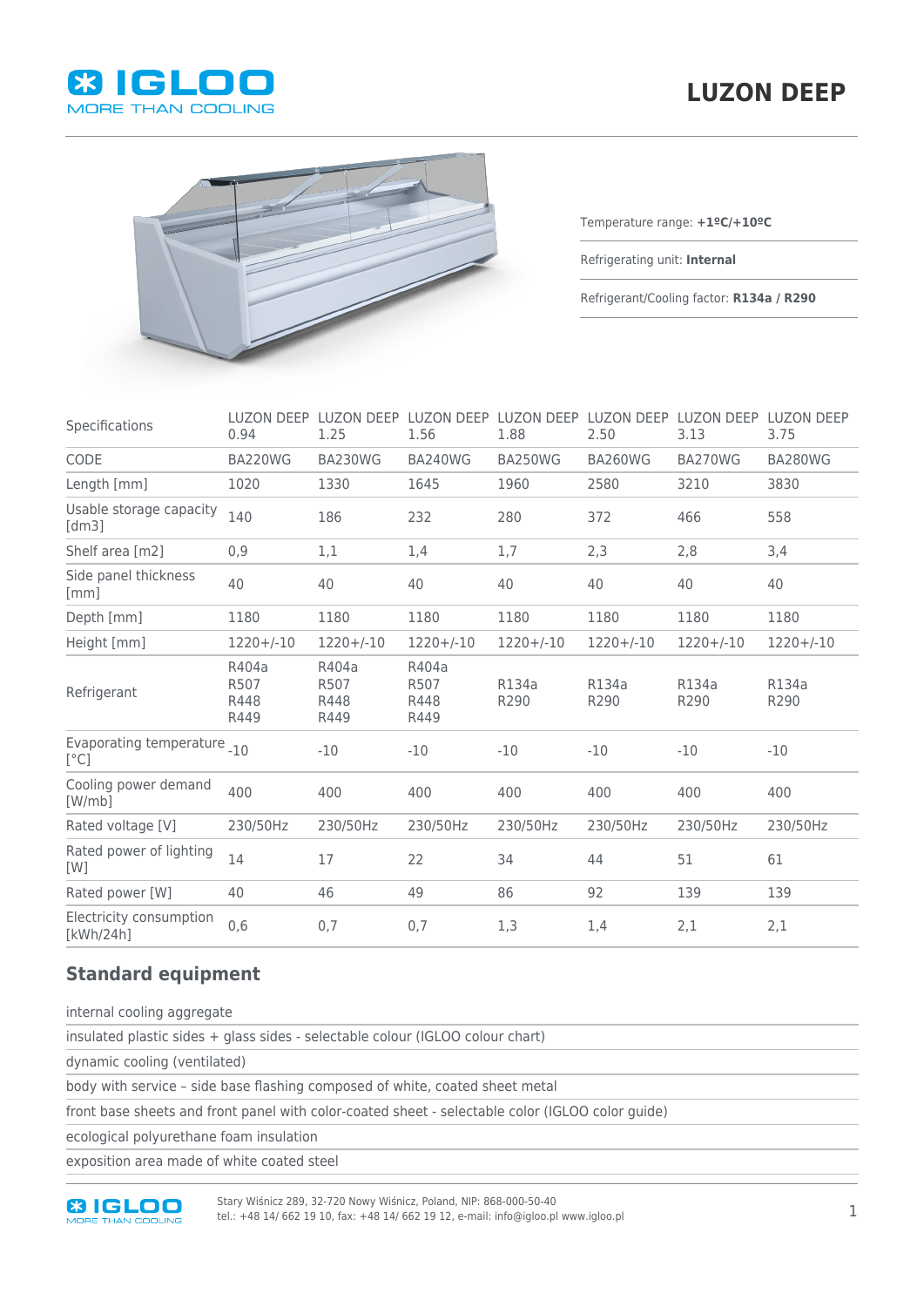# LUZON DEEP

Temperature range: **+1ºC/+10ºC**

Refrigerating unit: **Internal**

Refrigerant/Cooling factor: **R134a / R290**

| Specifications | LUZON DEEP 0.94 | LUZON DEEP 1.25 | LUZON DEEP 1.56 | LUZON DEEP 1.88 | LUZON DEEP 2.50 | LUZON DEEP 3.13 | LUZON DEEP 3.75 |
|---|---|---|---|---|---|---|---|
| CODE | BA220WG | BA230WG | BA240WG | BA250WG | BA260WG | BA270WG | BA280WG |
| Length [mm] | 1020 | 1330 | 1645 | 1960 | 2580 | 3210 | 3830 |
| Usable storage capacity [dm3] | 140 | 186 | 232 | 280 | 372 | 466 | 558 |
| Shelf area [m2] | 0,9 | 1,1 | 1,4 | 1,7 | 2,3 | 2,8 | 3,4 |
| Side panel thickness [mm] | 40 | 40 | 40 | 40 | 40 | 40 | 40 |
| Depth [mm] | 1180 | 1180 | 1180 | 1180 | 1180 | 1180 | 1180 |
| Height [mm] | 1220+/-10 | 1220+/-10 | 1220+/-10 | 1220+/-10 | 1220+/-10 | 1220+/-10 | 1220+/-10 |
| Refrigerant | R404a R507 R448 R449 | R404a R507 R448 R449 | R404a R507 R448 R449 | R134a R290 | R134a R290 | R134a R290 | R134a R290 |
| Evaporating temperature [°C] | -10 | -10 | -10 | -10 | -10 | -10 | -10 |
| Cooling power demand [W/mb] | 400 | 400 | 400 | 400 | 400 | 400 | 400 |
| Rated voltage [V] | 230/50Hz | 230/50Hz | 230/50Hz | 230/50Hz | 230/50Hz | 230/50Hz | 230/50Hz |
| Rated power of lighting [W] | 14 | 17 | 22 | 34 | 44 | 51 | 61 |
| Rated power [W] | 40 | 46 | 49 | 86 | 92 | 139 | 139 |
| Electricity consumption [kWh/24h] | 0,6 | 0,7 | 0,7 | 1,3 | 1,4 | 2,1 | 2,1 |

## Standard equipment

- internal cooling aggregate
- insulated plastic sides + glass sides - selectable colour (IGLOO colour chart)
- dynamic cooling (ventilated)
- body with service – side base flashing composed of white, coated sheet metal
- front base sheets and front panel with color-coated sheet - selectable color (IGLOO color guide)
- ecological polyurethane foam insulation
- exposition area made of white coated steel

Stary Wiśnicz 289, 32-720 Nowy Wiśnicz, Poland, NIP: 868-000-50-40
tel.: +48 14/ 662 19 10, fax: +48 14/ 662 19 12, e-mail: info@igloo.pl www.igloo.pl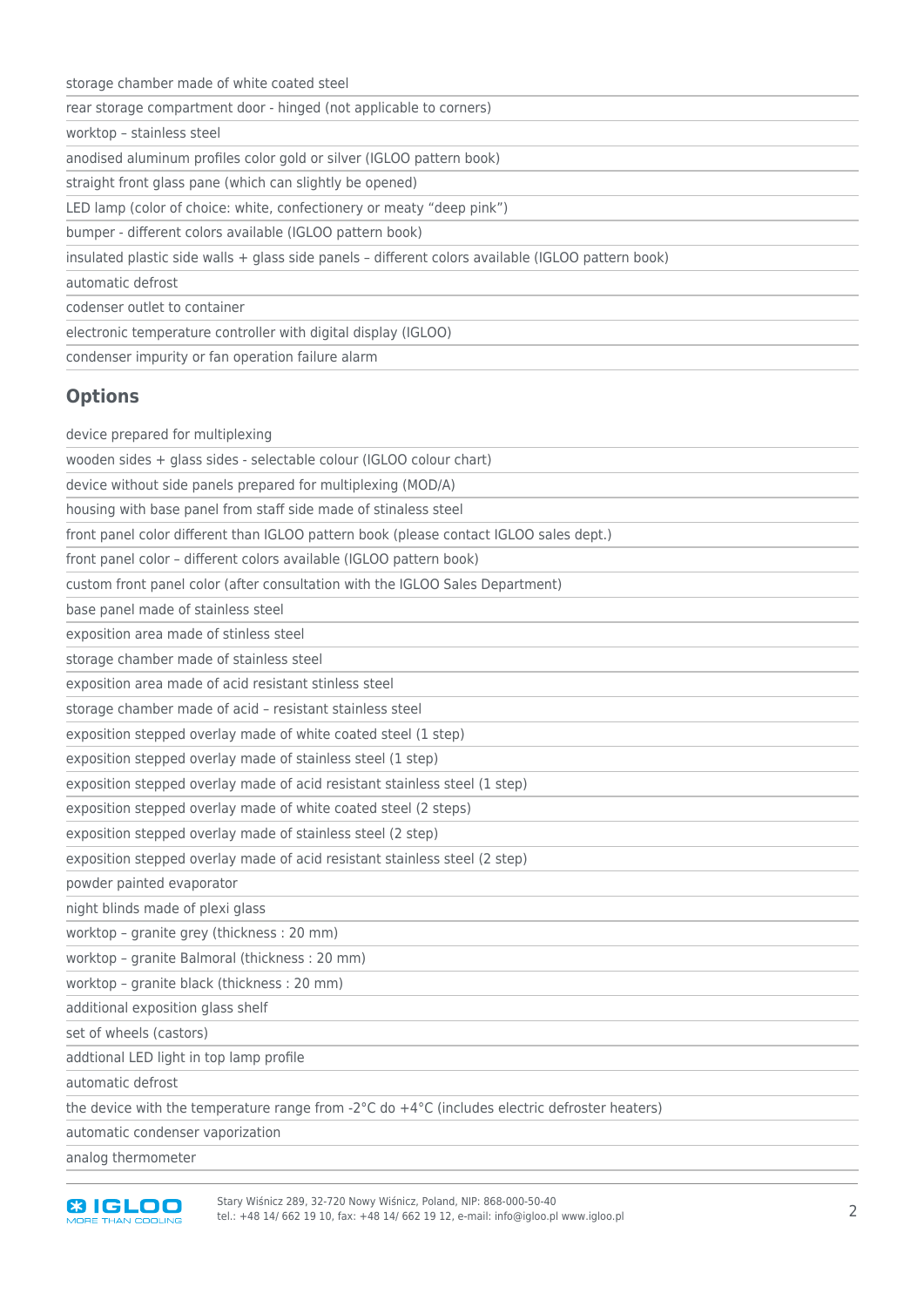storage chamber made of white coated steel

rear storage compartment door - hinged (not applicable to corners)

worktop – stainless steel

anodised aluminum profiles color gold or silver (IGLOO pattern book)

straight front glass pane (which can slightly be opened)

LED lamp (color of choice: white, confectionery or meaty “deep pink”)

bumper - different colors available (IGLOO pattern book)

insulated plastic side walls + glass side panels – different colors available (IGLOO pattern book)

automatic defrost

codenser outlet to container

electronic temperature controller with digital display (IGLOO)

condenser impurity or fan operation failure alarm

## Options

device prepared for multiplexing

wooden sides + glass sides - selectable colour (IGLOO colour chart)

device without side panels prepared for multiplexing (MOD/A)

housing with base panel from staff side made of stinaless steel

front panel color different than IGLOO pattern book (please contact IGLOO sales dept.)

front panel color – different colors available (IGLOO pattern book)

custom front panel color (after consultation with the IGLOO Sales Department)

base panel made of stainless steel

exposition area made of stinless steel

storage chamber made of stainless steel

exposition area made of acid resistant stinless steel

storage chamber made of acid – resistant stainless steel

exposition stepped overlay made of white coated steel (1 step)

exposition stepped overlay made of stainless steel (1 step)

exposition stepped overlay made of acid resistant stainless steel (1 step)

exposition stepped overlay made of white coated steel (2 steps)

exposition stepped overlay made of stainless steel (2 step)

exposition stepped overlay made of acid resistant stainless steel (2 step)

powder painted evaporator

night blinds made of plexi glass

worktop – granite grey (thickness : 20 mm)

worktop – granite Balmoral (thickness : 20 mm)

worktop – granite black (thickness : 20 mm)

additional exposition glass shelf

set of wheels (castors)

addtional LED light in top lamp profile

automatic defrost

the device with the temperature range from -2°C do +4°C (includes electric defroster heaters)

automatic condenser vaporization

analog thermometer

IGLOO MORE THAN COOLING

Stary Wiśnicz 289, 32-720 Nowy Wiśnicz, Poland, NIP: 868-000-50-40
tel.: +48 14/ 662 19 10, fax: +48 14/ 662 19 12, e-mail: info@igloo.pl www.igloo.pl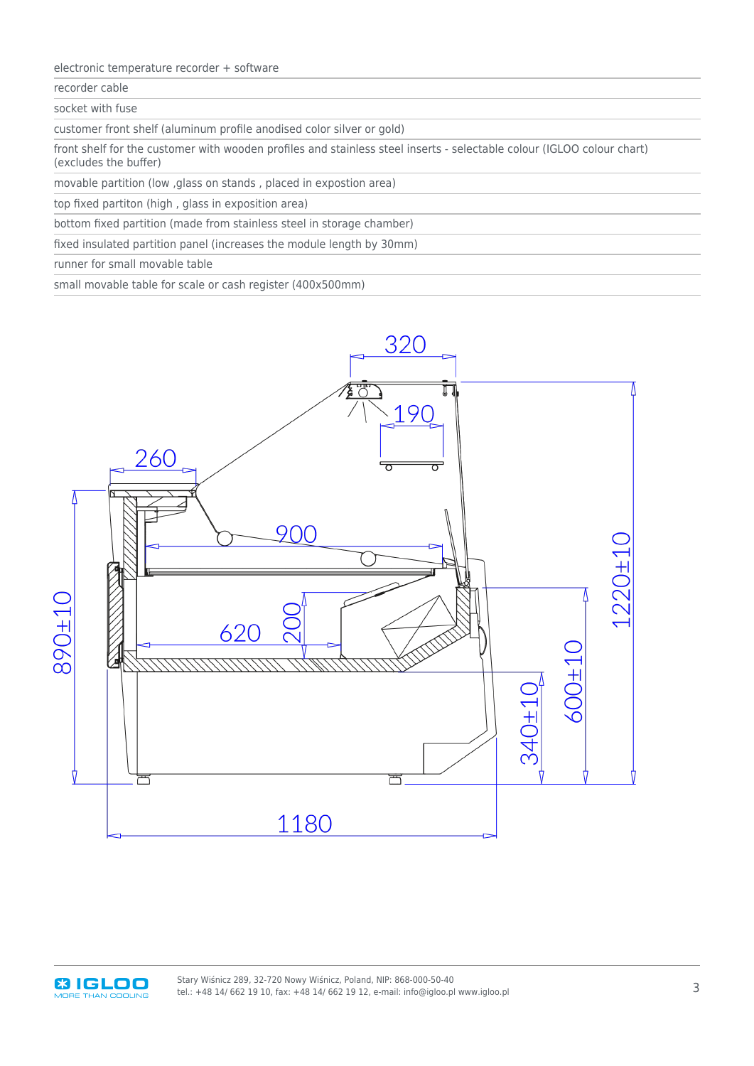| |
|---|
| electronic temperature recorder + software |
| recorder cable |
| socket with fuse |
| customer front shelf (aluminum profile anodised color silver or gold) |
| front shelf for the customer with wooden profiles and stainless steel inserts - selectable colour (IGLOO colour chart) (excludes the buffer) |
| movable partition (low ,glass on stands , placed in expostion area) |
| top fixed partiton (high , glass in exposition area) |
| bottom fixed partition (made from stainless steel in storage chamber) |
| fixed insulated partition panel (increases the module length by 30mm) |
| runner for small movable table |
| small movable table for scale or cash register (400x500mm) |

320
190
260
900
620
200
890±10
340±10
600±10
1220±10
1180

IGLOO MORE THAN COOLING

Stary Wiśnicz 289, 32-720 Nowy Wiśnicz, Poland, NIP: 868-000-50-40
tel.: +48 14/ 662 19 10, fax: +48 14/ 662 19 12, e-mail: info@igloo.pl www.igloo.pl